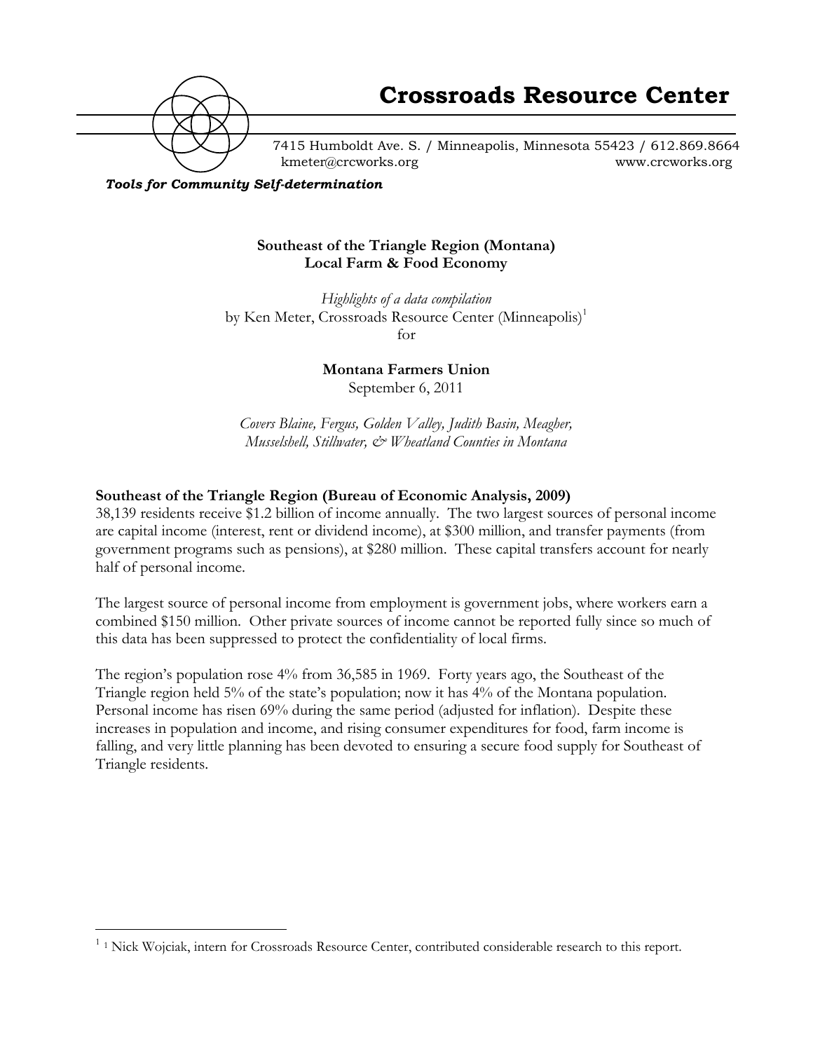# Crossroads Resource Center

7415 Humboldt Ave. S. / Minneapolis, Minnesota 55423 / 612.869.8664
kmeter@crcworks.org www.crcworks.org

***Tools for Community Self-determination***

**Southeast of the Triangle Region (Montana)**
**Local Farm & Food Economy**

*Highlights of a data compilation*
by Ken Meter, Crossroads Resource Center (Minneapolis)[1]
for

**Montana Farmers Union**
September 6, 2011

*Covers Blaine, Fergus, Golden Valley, Judith Basin, Meagher, Musselshell, Stillwater, & Wheatland Counties in Montana*

**Southeast of the Triangle Region (Bureau of Economic Analysis, 2009)**

38,139 residents receive $1.2 billion of income annually. The two largest sources of personal income are capital income (interest, rent or dividend income), at $300 million, and transfer payments (from government programs such as pensions), at $280 million. These capital transfers account for nearly half of personal income.

The largest source of personal income from employment is government jobs, where workers earn a combined $150 million. Other private sources of income cannot be reported fully since so much of this data has been suppressed to protect the confidentiality of local firms.

The region's population rose 4% from 36,585 in 1969. Forty years ago, the Southeast of the Triangle region held 5% of the state's population; now it has 4% of the Montana population. Personal income has risen 69% during the same period (adjusted for inflation). Despite these increases in population and income, and rising consumer expenditures for food, farm income is falling, and very little planning has been devoted to ensuring a secure food supply for Southeast of Triangle residents.

---

[1] 1 Nick Wojciak, intern for Crossroads Resource Center, contributed considerable research to this report.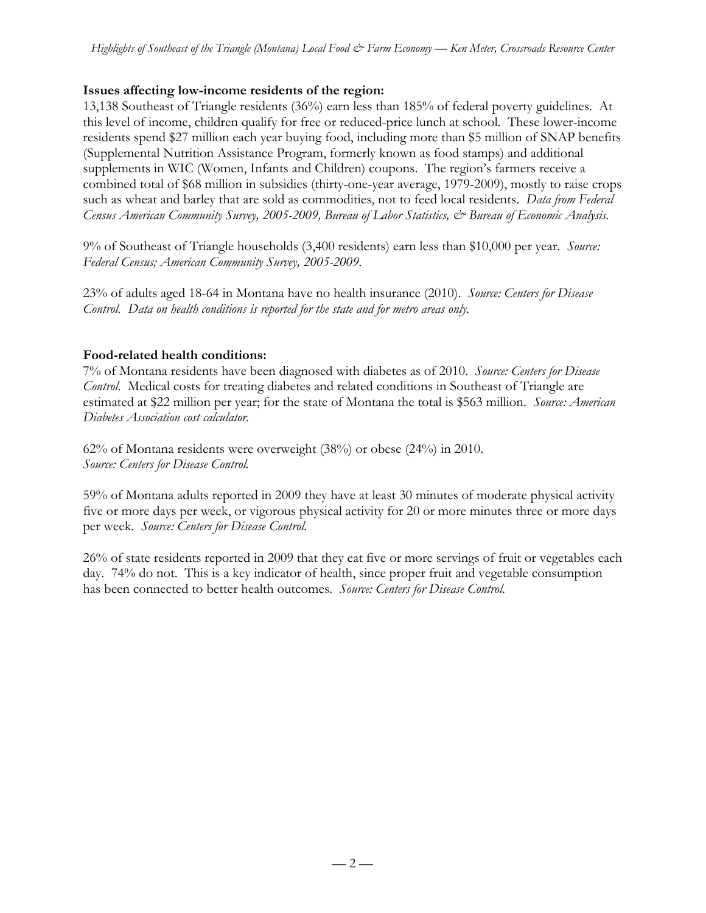**Issues affecting low-income residents of the region:**

13,138 Southeast of Triangle residents (36%) earn less than 185% of federal poverty guidelines. At this level of income, children qualify for free or reduced-price lunch at school. These lower-income residents spend $27 million each year buying food, including more than $5 million of SNAP benefits (Supplemental Nutrition Assistance Program, formerly known as food stamps) and additional supplements in WIC (Women, Infants and Children) coupons. The region's farmers receive a combined total of $68 million in subsidies (thirty-one-year average, 1979-2009), mostly to raise crops such as wheat and barley that are sold as commodities, not to feed local residents. *Data from Federal Census American Community Survey, 2005-2009, Bureau of Labor Statistics, & Bureau of Economic Analysis.*

9% of Southeast of Triangle households (3,400 residents) earn less than $10,000 per year. *Source: Federal Census; American Community Survey, 2005-2009.*

23% of adults aged 18-64 in Montana have no health insurance (2010). *Source: Centers for Disease Control. Data on health conditions is reported for the state and for metro areas only.*

**Food-related health conditions:**

7% of Montana residents have been diagnosed with diabetes as of 2010. *Source: Centers for Disease Control.* Medical costs for treating diabetes and related conditions in Southeast of Triangle are estimated at $22 million per year; for the state of Montana the total is $563 million. *Source: American Diabetes Association cost calculator.*

62% of Montana residents were overweight (38%) or obese (24%) in 2010. *Source: Centers for Disease Control.*

59% of Montana adults reported in 2009 they have at least 30 minutes of moderate physical activity five or more days per week, or vigorous physical activity for 20 or more minutes three or more days per week. *Source: Centers for Disease Control.*

26% of state residents reported in 2009 that they eat five or more servings of fruit or vegetables each day. 74% do not. This is a key indicator of health, since proper fruit and vegetable consumption has been connected to better health outcomes. *Source: Centers for Disease Control.*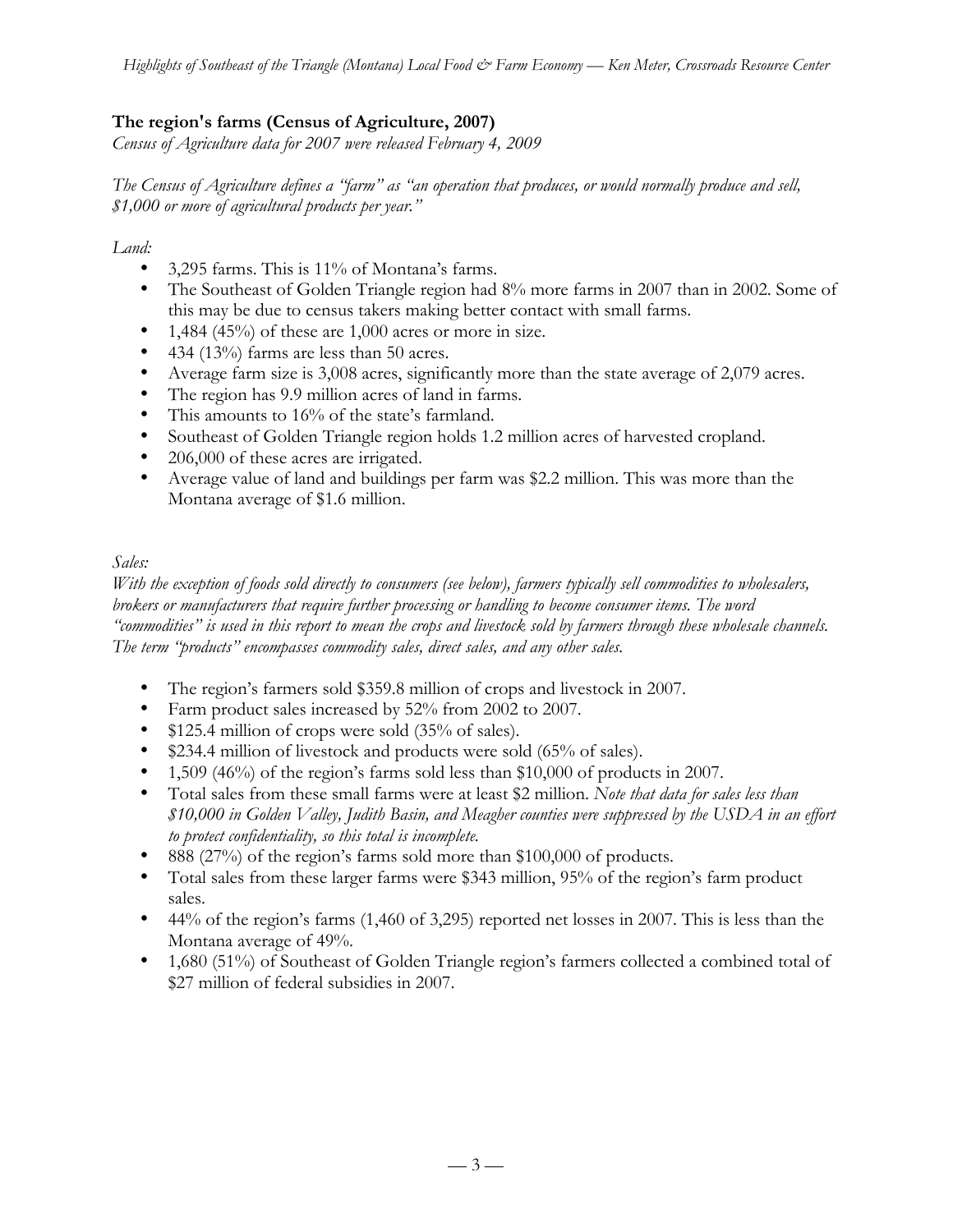## The region's farms (Census of Agriculture, 2007)

*Census of Agriculture data for 2007 were released February 4, 2009*

*The Census of Agriculture defines a "farm" as "an operation that produces, or would normally produce and sell, $1,000 or more of agricultural products per year."*

*Land:*

- 3,295 farms. This is 11% of Montana's farms.
- The Southeast of Golden Triangle region had 8% more farms in 2007 than in 2002. Some of this may be due to census takers making better contact with small farms.
- 1,484 (45%) of these are 1,000 acres or more in size.
- 434 (13%) farms are less than 50 acres.
- Average farm size is 3,008 acres, significantly more than the state average of 2,079 acres.
- The region has 9.9 million acres of land in farms.
- This amounts to 16% of the state's farmland.
- Southeast of Golden Triangle region holds 1.2 million acres of harvested cropland.
- 206,000 of these acres are irrigated.
- Average value of land and buildings per farm was $2.2 million. This was more than the Montana average of $1.6 million.

*Sales:*

*With the exception of foods sold directly to consumers (see below), farmers typically sell commodities to wholesalers, brokers or manufacturers that require further processing or handling to become consumer items. The word "commodities" is used in this report to mean the crops and livestock sold by farmers through these wholesale channels. The term "products" encompasses commodity sales, direct sales, and any other sales.*

- The region's farmers sold $359.8 million of crops and livestock in 2007.
- Farm product sales increased by 52% from 2002 to 2007.
- $125.4 million of crops were sold (35% of sales).
- $234.4 million of livestock and products were sold (65% of sales).
- 1,509 (46%) of the region's farms sold less than $10,000 of products in 2007.
- Total sales from these small farms were at least $2 million. *Note that data for sales less than $10,000 in Golden Valley, Judith Basin, and Meagher counties were suppressed by the USDA in an effort to protect confidentiality, so this total is incomplete.*
- 888 (27%) of the region's farms sold more than $100,000 of products.
- Total sales from these larger farms were $343 million, 95% of the region's farm product sales.
- 44% of the region's farms (1,460 of 3,295) reported net losses in 2007. This is less than the Montana average of 49%.
- 1,680 (51%) of Southeast of Golden Triangle region's farmers collected a combined total of $27 million of federal subsidies in 2007.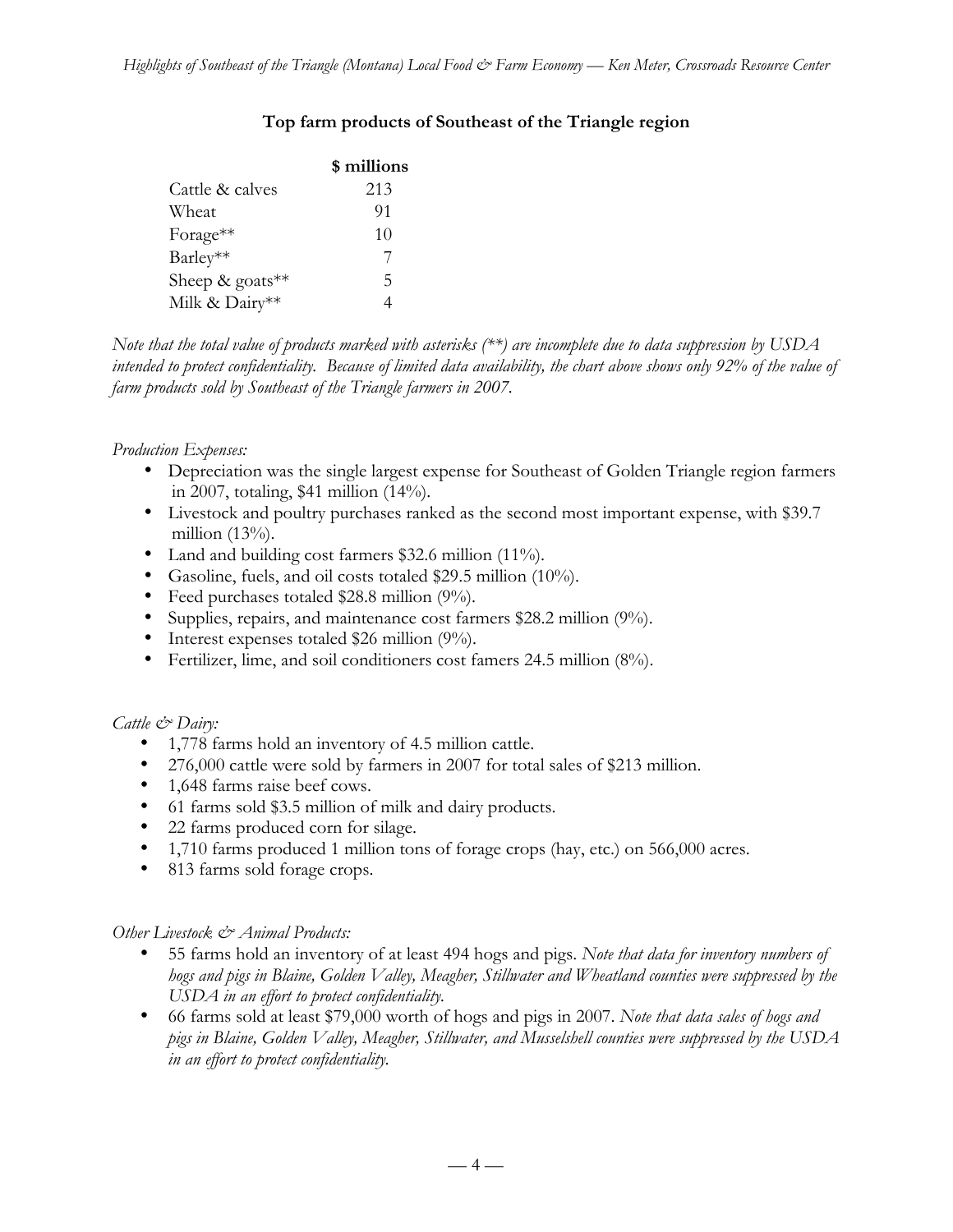### Top farm products of Southeast of the Triangle region

| | $ millions |
|---|---|
| Cattle & calves | 213 |
| Wheat | 91 |
| Forage** | 10 |
| Barley** | 7 |
| Sheep & goats** | 5 |
| Milk & Dairy** | 4 |

*Note that the total value of products marked with asterisks (**) are incomplete due to data suppression by USDA intended to protect confidentiality. Because of limited data availability, the chart above shows only 92% of the value of farm products sold by Southeast of the Triangle farmers in 2007.*

*Production Expenses:*

- Depreciation was the single largest expense for Southeast of Golden Triangle region farmers in 2007, totaling, $41 million (14%).
- Livestock and poultry purchases ranked as the second most important expense, with $39.7 million (13%).
- Land and building cost farmers $32.6 million (11%).
- Gasoline, fuels, and oil costs totaled $29.5 million (10%).
- Feed purchases totaled $28.8 million (9%).
- Supplies, repairs, and maintenance cost farmers $28.2 million (9%).
- Interest expenses totaled $26 million (9%).
- Fertilizer, lime, and soil conditioners cost famers 24.5 million (8%).

*Cattle & Dairy:*

- 1,778 farms hold an inventory of 4.5 million cattle.
- 276,000 cattle were sold by farmers in 2007 for total sales of $213 million.
- 1,648 farms raise beef cows.
- 61 farms sold $3.5 million of milk and dairy products.
- 22 farms produced corn for silage.
- 1,710 farms produced 1 million tons of forage crops (hay, etc.) on 566,000 acres.
- 813 farms sold forage crops.

*Other Livestock & Animal Products:*

- 55 farms hold an inventory of at least 494 hogs and pigs. *Note that data for inventory numbers of hogs and pigs in Blaine, Golden Valley, Meagher, Stillwater and Wheatland counties were suppressed by the USDA in an effort to protect confidentiality.*
- 66 farms sold at least $79,000 worth of hogs and pigs in 2007. *Note that data sales of hogs and pigs in Blaine, Golden Valley, Meagher, Stillwater, and Musselshell counties were suppressed by the USDA in an effort to protect confidentiality.*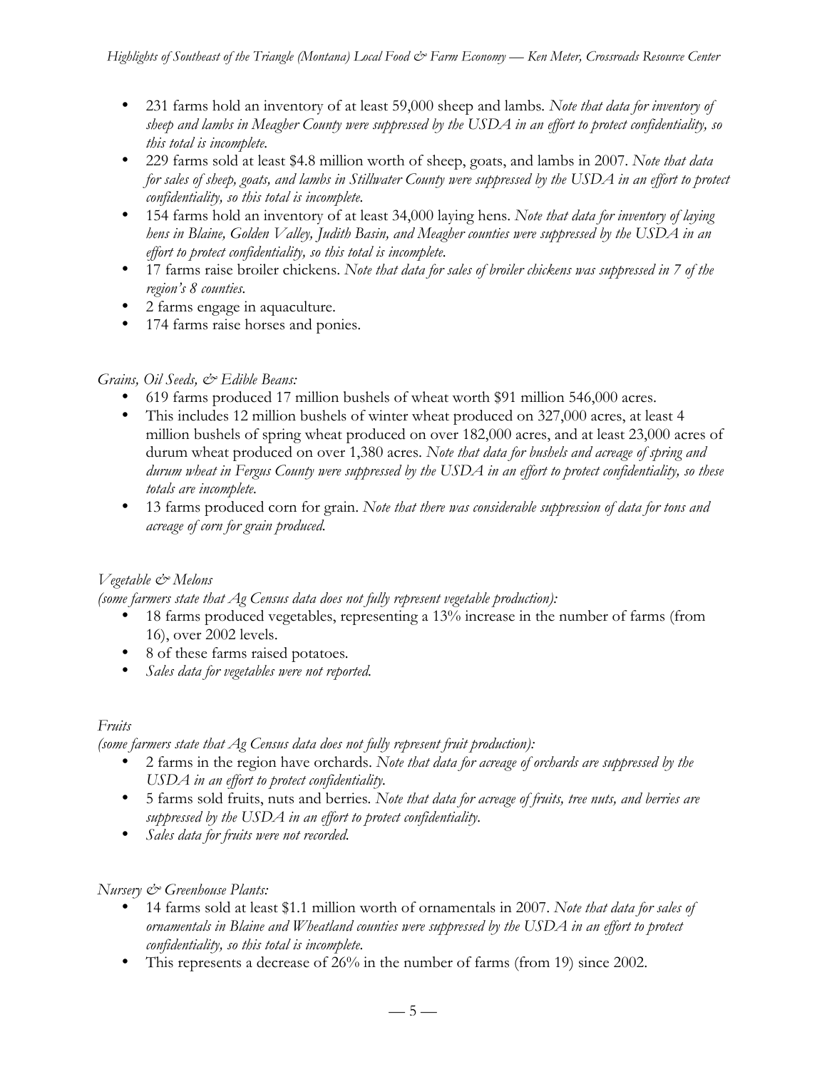- 231 farms hold an inventory of at least 59,000 sheep and lambs. *Note that data for inventory of sheep and lambs in Meagher County were suppressed by the USDA in an effort to protect confidentiality, so this total is incomplete.*
- 229 farms sold at least $4.8 million worth of sheep, goats, and lambs in 2007. *Note that data for sales of sheep, goats, and lambs in Stillwater County were suppressed by the USDA in an effort to protect confidentiality, so this total is incomplete.*
- 154 farms hold an inventory of at least 34,000 laying hens. *Note that data for inventory of laying hens in Blaine, Golden Valley, Judith Basin, and Meagher counties were suppressed by the USDA in an effort to protect confidentiality, so this total is incomplete.*
- 17 farms raise broiler chickens. *Note that data for sales of broiler chickens was suppressed in 7 of the region's 8 counties.*
- 2 farms engage in aquaculture.
- 174 farms raise horses and ponies.

*Grains, Oil Seeds, & Edible Beans:*

- 619 farms produced 17 million bushels of wheat worth $91 million 546,000 acres.
- This includes 12 million bushels of winter wheat produced on 327,000 acres, at least 4 million bushels of spring wheat produced on over 182,000 acres, and at least 23,000 acres of durum wheat produced on over 1,380 acres. *Note that data for bushels and acreage of spring and durum wheat in Fergus County were suppressed by the USDA in an effort to protect confidentiality, so these totals are incomplete.*
- 13 farms produced corn for grain. *Note that there was considerable suppression of data for tons and acreage of corn for grain produced.*

*Vegetable & Melons*
*(some farmers state that Ag Census data does not fully represent vegetable production):*

- 18 farms produced vegetables, representing a 13% increase in the number of farms (from 16), over 2002 levels.
- 8 of these farms raised potatoes.
- *Sales data for vegetables were not reported.*

*Fruits*
*(some farmers state that Ag Census data does not fully represent fruit production):*

- 2 farms in the region have orchards. *Note that data for acreage of orchards are suppressed by the USDA in an effort to protect confidentiality.*
- 5 farms sold fruits, nuts and berries. *Note that data for acreage of fruits, tree nuts, and berries are suppressed by the USDA in an effort to protect confidentiality.*
- *Sales data for fruits were not recorded.*

*Nursery & Greenhouse Plants:*

- 14 farms sold at least $1.1 million worth of ornamentals in 2007. *Note that data for sales of ornamentals in Blaine and Wheatland counties were suppressed by the USDA in an effort to protect confidentiality, so this total is incomplete.*
- This represents a decrease of 26% in the number of farms (from 19) since 2002.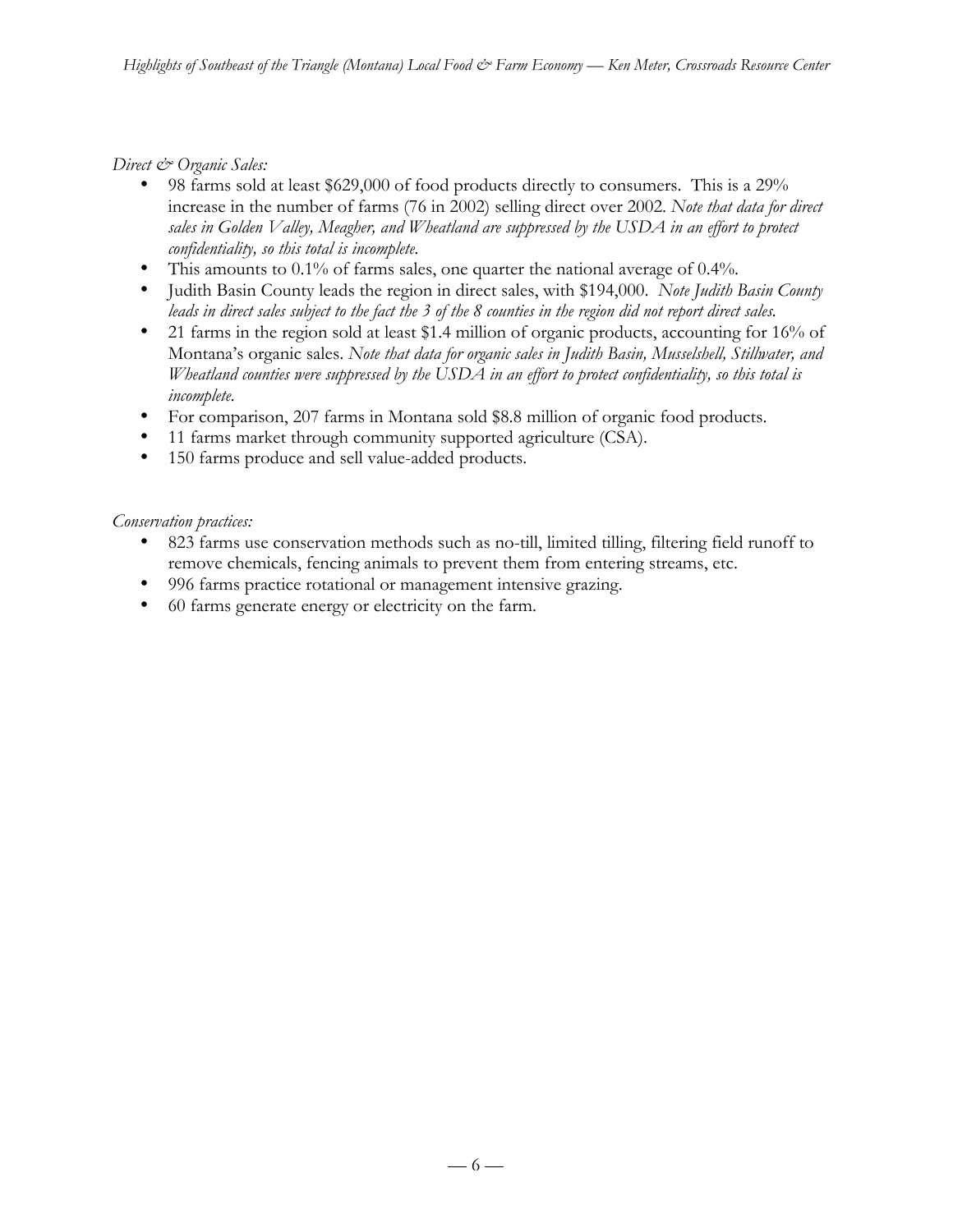*Direct & Organic Sales:*

- 98 farms sold at least $629,000 of food products directly to consumers. This is a 29% increase in the number of farms (76 in 2002) selling direct over 2002. *Note that data for direct sales in Golden Valley, Meagher, and Wheatland are suppressed by the USDA in an effort to protect confidentiality, so this total is incomplete.*
- This amounts to 0.1% of farms sales, one quarter the national average of 0.4%.
- Judith Basin County leads the region in direct sales, with $194,000. *Note Judith Basin County leads in direct sales subject to the fact the 3 of the 8 counties in the region did not report direct sales.*
- 21 farms in the region sold at least $1.4 million of organic products, accounting for 16% of Montana's organic sales. *Note that data for organic sales in Judith Basin, Musselshell, Stillwater, and Wheatland counties were suppressed by the USDA in an effort to protect confidentiality, so this total is incomplete.*
- For comparison, 207 farms in Montana sold $8.8 million of organic food products.
- 11 farms market through community supported agriculture (CSA).
- 150 farms produce and sell value-added products.

*Conservation practices:*

- 823 farms use conservation methods such as no-till, limited tilling, filtering field runoff to remove chemicals, fencing animals to prevent them from entering streams, etc.
- 996 farms practice rotational or management intensive grazing.
- 60 farms generate energy or electricity on the farm.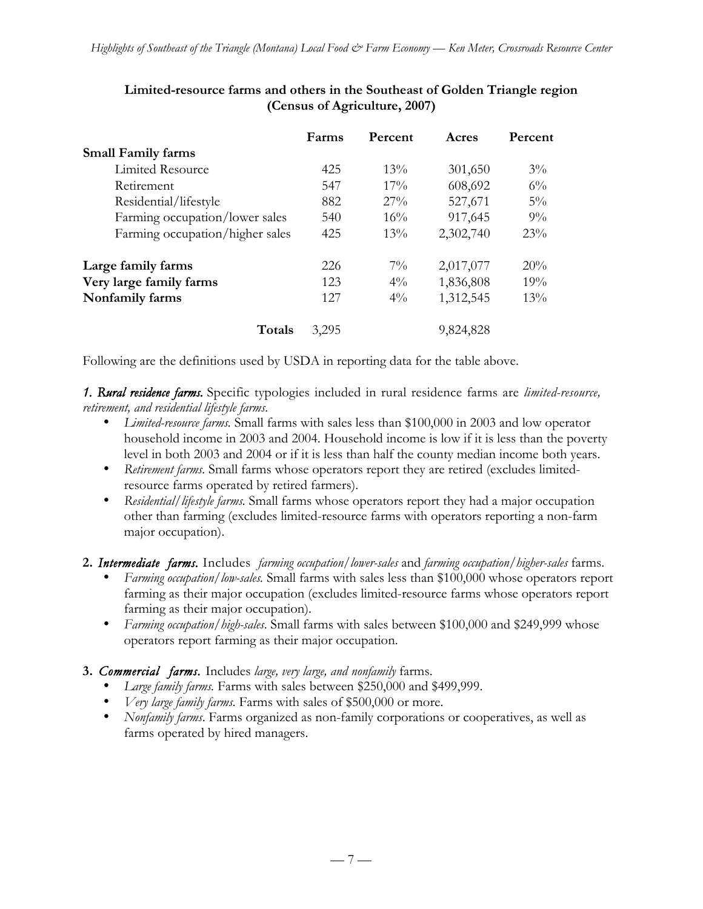**Limited-resource farms and others in the Southeast of Golden Triangle region (Census of Agriculture, 2007)**

| | Farms | Percent | Acres | Percent |
|---|---|---|---|---|
| **Small Family farms** | | | | |
| Limited Resource | 425 | 13% | 301,650 | 3% |
| Retirement | 547 | 17% | 608,692 | 6% |
| Residential/lifestyle | 882 | 27% | 527,671 | 5% |
| Farming occupation/lower sales | 540 | 16% | 917,645 | 9% |
| Farming occupation/higher sales | 425 | 13% | 2,302,740 | 23% |
| **Large family farms** | 226 | 7% | 2,017,077 | 20% |
| **Very large family farms** | 123 | 4% | 1,836,808 | 19% |
| **Nonfamily farms** | 127 | 4% | 1,312,545 | 13% |
| **Totals** | 3,295 | | 9,824,828 | |

Following are the definitions used by USDA in reporting data for the table above.

***1. Rural residence farms.*** Specific typologies included in rural residence farms are *limited-resource, retirement, and residential lifestyle farms.*

- *Limited-resource farms.* Small farms with sales less than $100,000 in 2003 and low operator household income in 2003 and 2004. Household income is low if it is less than the poverty level in both 2003 and 2004 or if it is less than half the county median income both years.
- *Retirement farms.* Small farms whose operators report they are retired (excludes limited-resource farms operated by retired farmers).
- *Residential/lifestyle farms.* Small farms whose operators report they had a major occupation other than farming (excludes limited-resource farms with operators reporting a non-farm major occupation).

**2. *Intermediate farms.*** Includes *farming occupation/lower-sales* and *farming occupation/higher-sales* farms.

- *Farming occupation/low-sales.* Small farms with sales less than $100,000 whose operators report farming as their major occupation (excludes limited-resource farms whose operators report farming as their major occupation).
- *Farming occupation/high-sales.* Small farms with sales between $100,000 and $249,999 whose operators report farming as their major occupation.

**3. *Commercial farms.*** Includes *large, very large, and nonfamily* farms.

- *Large family farms.* Farms with sales between $250,000 and $499,999.
- *Very large family farms.* Farms with sales of $500,000 or more.
- *Nonfamily farms.* Farms organized as non-family corporations or cooperatives, as well as farms operated by hired managers.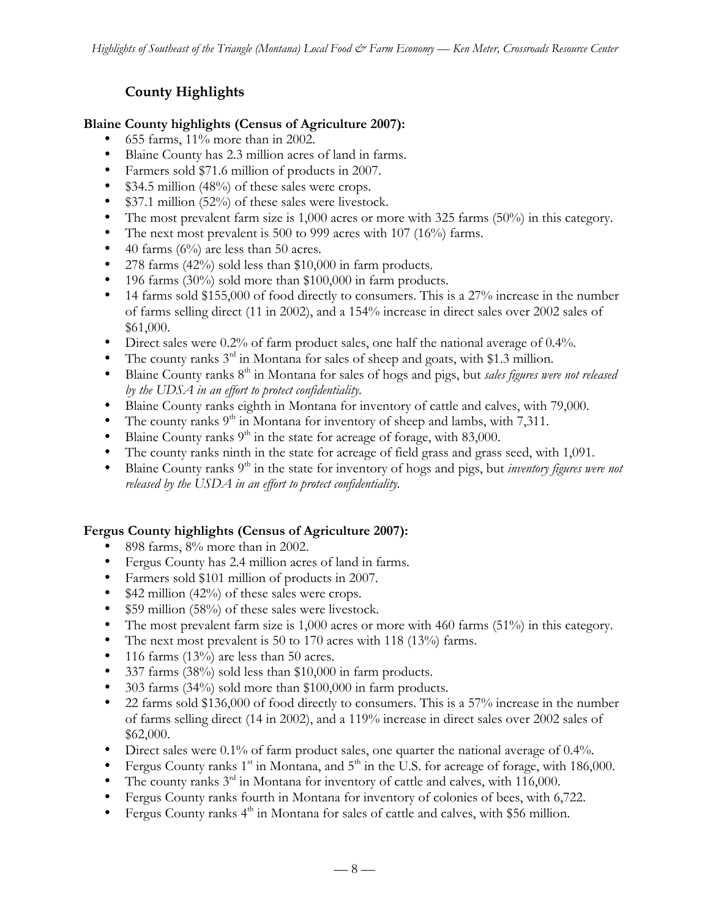## County Highlights

**Blaine County highlights (Census of Agriculture 2007):**

- 655 farms, 11% more than in 2002.
- Blaine County has 2.3 million acres of land in farms.
- Farmers sold $71.6 million of products in 2007.
- $34.5 million (48%) of these sales were crops.
- $37.1 million (52%) of these sales were livestock.
- The most prevalent farm size is 1,000 acres or more with 325 farms (50%) in this category.
- The next most prevalent is 500 to 999 acres with 107 (16%) farms.
- 40 farms (6%) are less than 50 acres.
- 278 farms (42%) sold less than $10,000 in farm products.
- 196 farms (30%) sold more than $100,000 in farm products.
- 14 farms sold $155,000 of food directly to consumers. This is a 27% increase in the number of farms selling direct (11 in 2002), and a 154% increase in direct sales over 2002 sales of $61,000.
- Direct sales were 0.2% of farm product sales, one half the national average of 0.4%.
- The county ranks 3rd in Montana for sales of sheep and goats, with $1.3 million.
- Blaine County ranks 8th in Montana for sales of hogs and pigs, but *sales figures were not released by the UDSA in an effort to protect confidentiality.*
- Blaine County ranks eighth in Montana for inventory of cattle and calves, with 79,000.
- The county ranks 9th in Montana for inventory of sheep and lambs, with 7,311.
- Blaine County ranks 9th in the state for acreage of forage, with 83,000.
- The county ranks ninth in the state for acreage of field grass and grass seed, with 1,091.
- Blaine County ranks 9th in the state for inventory of hogs and pigs, but *inventory figures were not released by the USDA in an effort to protect confidentiality.*

**Fergus County highlights (Census of Agriculture 2007):**

- 898 farms, 8% more than in 2002.
- Fergus County has 2.4 million acres of land in farms.
- Farmers sold $101 million of products in 2007.
- $42 million (42%) of these sales were crops.
- $59 million (58%) of these sales were livestock.
- The most prevalent farm size is 1,000 acres or more with 460 farms (51%) in this category.
- The next most prevalent is 50 to 170 acres with 118 (13%) farms.
- 116 farms (13%) are less than 50 acres.
- 337 farms (38%) sold less than $10,000 in farm products.
- 303 farms (34%) sold more than $100,000 in farm products.
- 22 farms sold $136,000 of food directly to consumers. This is a 57% increase in the number of farms selling direct (14 in 2002), and a 119% increase in direct sales over 2002 sales of $62,000.
- Direct sales were 0.1% of farm product sales, one quarter the national average of 0.4%.
- Fergus County ranks 1st in Montana, and 5th in the U.S. for acreage of forage, with 186,000.
- The county ranks 3rd in Montana for inventory of cattle and calves, with 116,000.
- Fergus County ranks fourth in Montana for inventory of colonies of bees, with 6,722.
- Fergus County ranks 4th in Montana for sales of cattle and calves, with $56 million.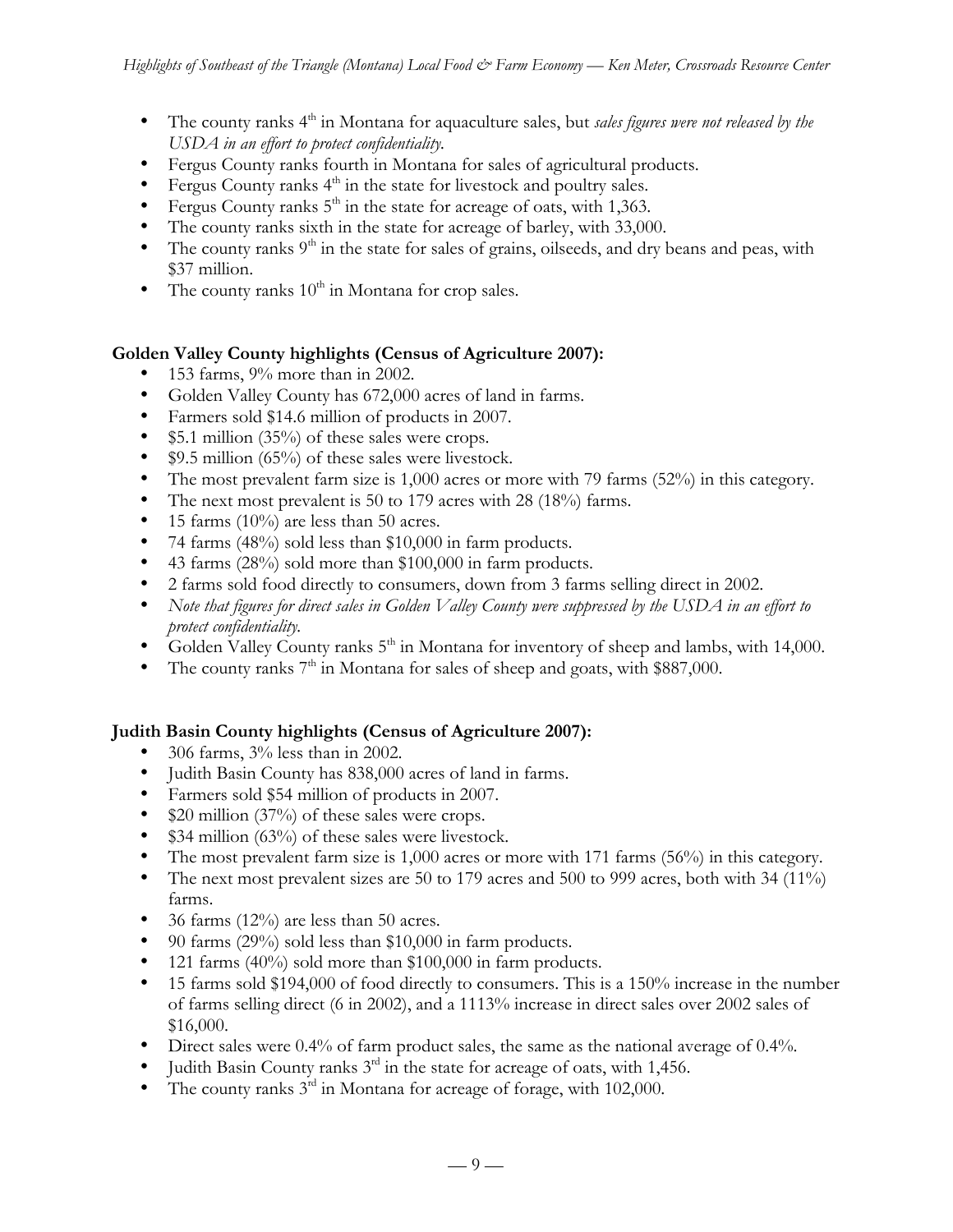- The county ranks 4th in Montana for aquaculture sales, but *sales figures were not released by the USDA in an effort to protect confidentiality.*
- Fergus County ranks fourth in Montana for sales of agricultural products.
- Fergus County ranks 4th in the state for livestock and poultry sales.
- Fergus County ranks 5th in the state for acreage of oats, with 1,363.
- The county ranks sixth in the state for acreage of barley, with 33,000.
- The county ranks 9th in the state for sales of grains, oilseeds, and dry beans and peas, with $37 million.
- The county ranks 10th in Montana for crop sales.

**Golden Valley County highlights (Census of Agriculture 2007):**

- 153 farms, 9% more than in 2002.
- Golden Valley County has 672,000 acres of land in farms.
- Farmers sold $14.6 million of products in 2007.
- $5.1 million (35%) of these sales were crops.
- $9.5 million (65%) of these sales were livestock.
- The most prevalent farm size is 1,000 acres or more with 79 farms (52%) in this category.
- The next most prevalent is 50 to 179 acres with 28 (18%) farms.
- 15 farms (10%) are less than 50 acres.
- 74 farms (48%) sold less than $10,000 in farm products.
- 43 farms (28%) sold more than $100,000 in farm products.
- 2 farms sold food directly to consumers, down from 3 farms selling direct in 2002.
- *Note that figures for direct sales in Golden Valley County were suppressed by the USDA in an effort to protect confidentiality.*
- Golden Valley County ranks 5th in Montana for inventory of sheep and lambs, with 14,000.
- The county ranks 7th in Montana for sales of sheep and goats, with $887,000.

**Judith Basin County highlights (Census of Agriculture 2007):**

- 306 farms, 3% less than in 2002.
- Judith Basin County has 838,000 acres of land in farms.
- Farmers sold $54 million of products in 2007.
- $20 million (37%) of these sales were crops.
- $34 million (63%) of these sales were livestock.
- The most prevalent farm size is 1,000 acres or more with 171 farms (56%) in this category.
- The next most prevalent sizes are 50 to 179 acres and 500 to 999 acres, both with 34 (11%) farms.
- 36 farms (12%) are less than 50 acres.
- 90 farms (29%) sold less than $10,000 in farm products.
- 121 farms (40%) sold more than $100,000 in farm products.
- 15 farms sold $194,000 of food directly to consumers. This is a 150% increase in the number of farms selling direct (6 in 2002), and a 1113% increase in direct sales over 2002 sales of $16,000.
- Direct sales were 0.4% of farm product sales, the same as the national average of 0.4%.
- Judith Basin County ranks 3rd in the state for acreage of oats, with 1,456.
- The county ranks 3rd in Montana for acreage of forage, with 102,000.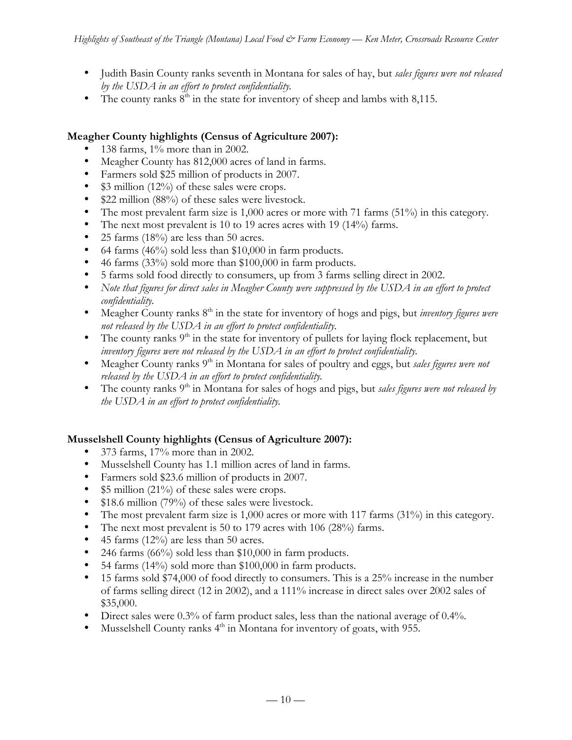- Judith Basin County ranks seventh in Montana for sales of hay, but *sales figures were not released by the USDA in an effort to protect confidentiality.*
- The county ranks 8th in the state for inventory of sheep and lambs with 8,115.

**Meagher County highlights (Census of Agriculture 2007):**

- 138 farms, 1% more than in 2002.
- Meagher County has 812,000 acres of land in farms.
- Farmers sold $25 million of products in 2007.
- $3 million (12%) of these sales were crops.
- $22 million (88%) of these sales were livestock.
- The most prevalent farm size is 1,000 acres or more with 71 farms (51%) in this category.
- The next most prevalent is 10 to 19 acres acres with 19 (14%) farms.
- 25 farms (18%) are less than 50 acres.
- 64 farms (46%) sold less than $10,000 in farm products.
- 46 farms (33%) sold more than $100,000 in farm products.
- 5 farms sold food directly to consumers, up from 3 farms selling direct in 2002.
- *Note that figures for direct sales in Meagher County were suppressed by the USDA in an effort to protect confidentiality.*
- Meagher County ranks 8th in the state for inventory of hogs and pigs, but *inventory figures were not released by the USDA in an effort to protect confidentiality.*
- The county ranks 9th in the state for inventory of pullets for laying flock replacement, but *inventory figures were not released by the USDA in an effort to protect confidentiality.*
- Meagher County ranks 9th in Montana for sales of poultry and eggs, but *sales figures were not released by the USDA in an effort to protect confidentiality.*
- The county ranks 9th in Montana for sales of hogs and pigs, but *sales figures were not released by the USDA in an effort to protect confidentiality.*

**Musselshell County highlights (Census of Agriculture 2007):**

- 373 farms, 17% more than in 2002.
- Musselshell County has 1.1 million acres of land in farms.
- Farmers sold $23.6 million of products in 2007.
- $5 million (21%) of these sales were crops.
- $18.6 million (79%) of these sales were livestock.
- The most prevalent farm size is 1,000 acres or more with 117 farms (31%) in this category.
- The next most prevalent is 50 to 179 acres with 106 (28%) farms.
- 45 farms (12%) are less than 50 acres.
- 246 farms (66%) sold less than $10,000 in farm products.
- 54 farms (14%) sold more than $100,000 in farm products.
- 15 farms sold $74,000 of food directly to consumers. This is a 25% increase in the number of farms selling direct (12 in 2002), and a 111% increase in direct sales over 2002 sales of $35,000.
- Direct sales were 0.3% of farm product sales, less than the national average of 0.4%.
- Musselshell County ranks 4th in Montana for inventory of goats, with 955.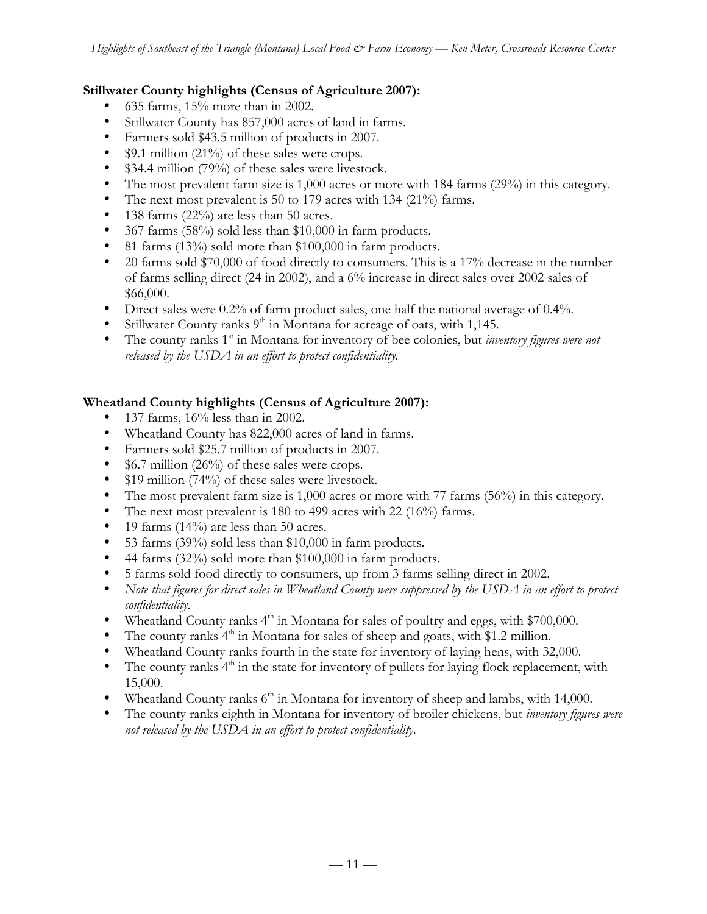**Stillwater County highlights (Census of Agriculture 2007):**

- 635 farms, 15% more than in 2002.
- Stillwater County has 857,000 acres of land in farms.
- Farmers sold $43.5 million of products in 2007.
- $9.1 million (21%) of these sales were crops.
- $34.4 million (79%) of these sales were livestock.
- The most prevalent farm size is 1,000 acres or more with 184 farms (29%) in this category.
- The next most prevalent is 50 to 179 acres with 134 (21%) farms.
- 138 farms (22%) are less than 50 acres.
- 367 farms (58%) sold less than $10,000 in farm products.
- 81 farms (13%) sold more than $100,000 in farm products.
- 20 farms sold $70,000 of food directly to consumers. This is a 17% decrease in the number of farms selling direct (24 in 2002), and a 6% increase in direct sales over 2002 sales of $66,000.
- Direct sales were 0.2% of farm product sales, one half the national average of 0.4%.
- Stillwater County ranks 9th in Montana for acreage of oats, with 1,145.
- The county ranks 1st in Montana for inventory of bee colonies, but *inventory figures were not released by the USDA in an effort to protect confidentiality.*

**Wheatland County highlights (Census of Agriculture 2007):**

- 137 farms, 16% less than in 2002.
- Wheatland County has 822,000 acres of land in farms.
- Farmers sold $25.7 million of products in 2007.
- $6.7 million (26%) of these sales were crops.
- $19 million (74%) of these sales were livestock.
- The most prevalent farm size is 1,000 acres or more with 77 farms (56%) in this category.
- The next most prevalent is 180 to 499 acres with 22 (16%) farms.
- 19 farms (14%) are less than 50 acres.
- 53 farms (39%) sold less than $10,000 in farm products.
- 44 farms (32%) sold more than $100,000 in farm products.
- 5 farms sold food directly to consumers, up from 3 farms selling direct in 2002.
- *Note that figures for direct sales in Wheatland County were suppressed by the USDA in an effort to protect confidentiality.*
- Wheatland County ranks 4th in Montana for sales of poultry and eggs, with $700,000.
- The county ranks 4th in Montana for sales of sheep and goats, with $1.2 million.
- Wheatland County ranks fourth in the state for inventory of laying hens, with 32,000.
- The county ranks 4th in the state for inventory of pullets for laying flock replacement, with 15,000.
- Wheatland County ranks 6th in Montana for inventory of sheep and lambs, with 14,000.
- The county ranks eighth in Montana for inventory of broiler chickens, but *inventory figures were not released by the USDA in an effort to protect confidentiality.*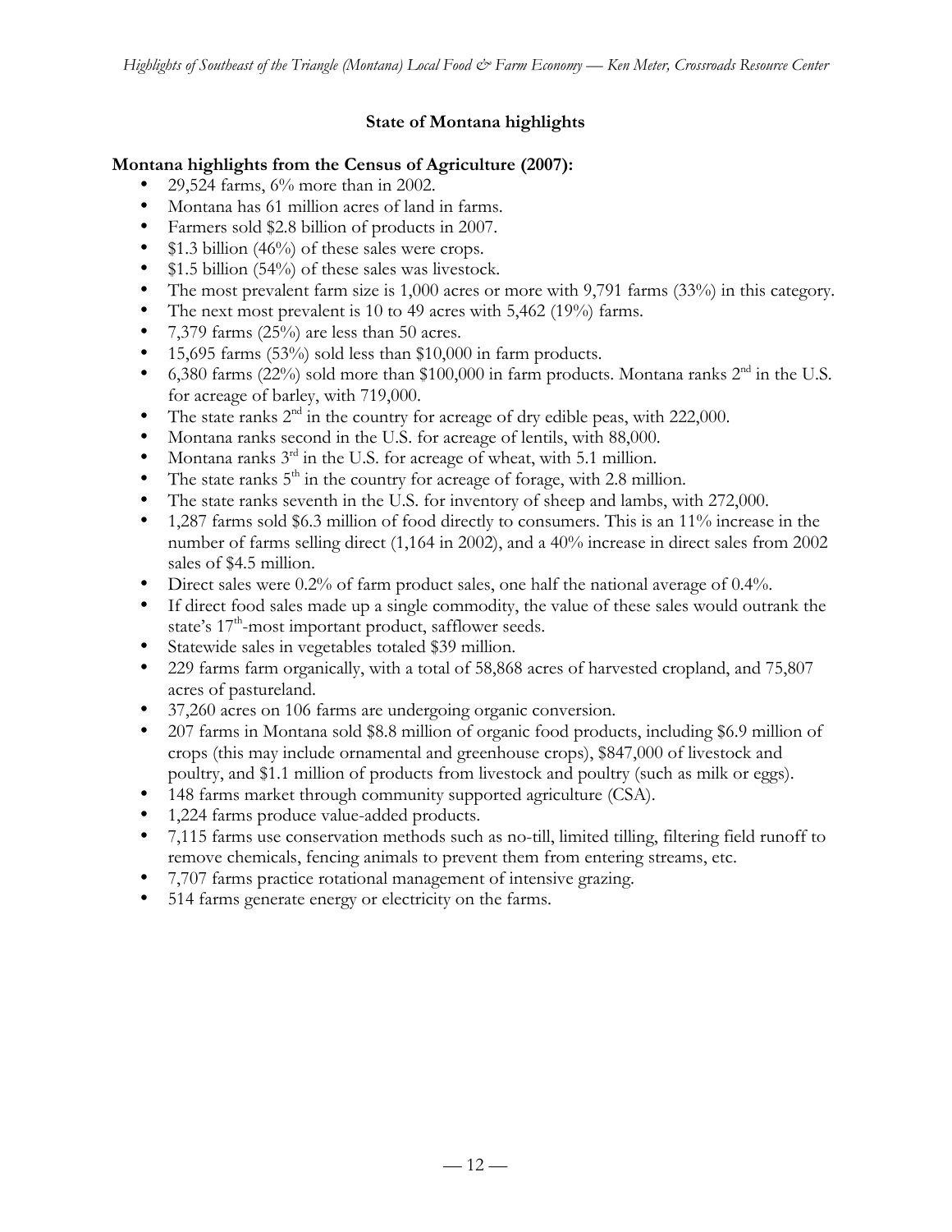## State of Montana highlights

**Montana highlights from the Census of Agriculture (2007):**

- 29,524 farms, 6% more than in 2002.
- Montana has 61 million acres of land in farms.
- Farmers sold $2.8 billion of products in 2007.
- $1.3 billion (46%) of these sales were crops.
- $1.5 billion (54%) of these sales was livestock.
- The most prevalent farm size is 1,000 acres or more with 9,791 farms (33%) in this category.
- The next most prevalent is 10 to 49 acres with 5,462 (19%) farms.
- 7,379 farms (25%) are less than 50 acres.
- 15,695 farms (53%) sold less than $10,000 in farm products.
- 6,380 farms (22%) sold more than $100,000 in farm products. Montana ranks 2nd in the U.S. for acreage of barley, with 719,000.
- The state ranks 2nd in the country for acreage of dry edible peas, with 222,000.
- Montana ranks second in the U.S. for acreage of lentils, with 88,000.
- Montana ranks 3rd in the U.S. for acreage of wheat, with 5.1 million.
- The state ranks 5th in the country for acreage of forage, with 2.8 million.
- The state ranks seventh in the U.S. for inventory of sheep and lambs, with 272,000.
- 1,287 farms sold $6.3 million of food directly to consumers. This is an 11% increase in the number of farms selling direct (1,164 in 2002), and a 40% increase in direct sales from 2002 sales of $4.5 million.
- Direct sales were 0.2% of farm product sales, one half the national average of 0.4%.
- If direct food sales made up a single commodity, the value of these sales would outrank the state's 17th-most important product, safflower seeds.
- Statewide sales in vegetables totaled $39 million.
- 229 farms farm organically, with a total of 58,868 acres of harvested cropland, and 75,807 acres of pastureland.
- 37,260 acres on 106 farms are undergoing organic conversion.
- 207 farms in Montana sold $8.8 million of organic food products, including $6.9 million of crops (this may include ornamental and greenhouse crops), $847,000 of livestock and poultry, and $1.1 million of products from livestock and poultry (such as milk or eggs).
- 148 farms market through community supported agriculture (CSA).
- 1,224 farms produce value-added products.
- 7,115 farms use conservation methods such as no-till, limited tilling, filtering field runoff to remove chemicals, fencing animals to prevent them from entering streams, etc.
- 7,707 farms practice rotational management of intensive grazing.
- 514 farms generate energy or electricity on the farms.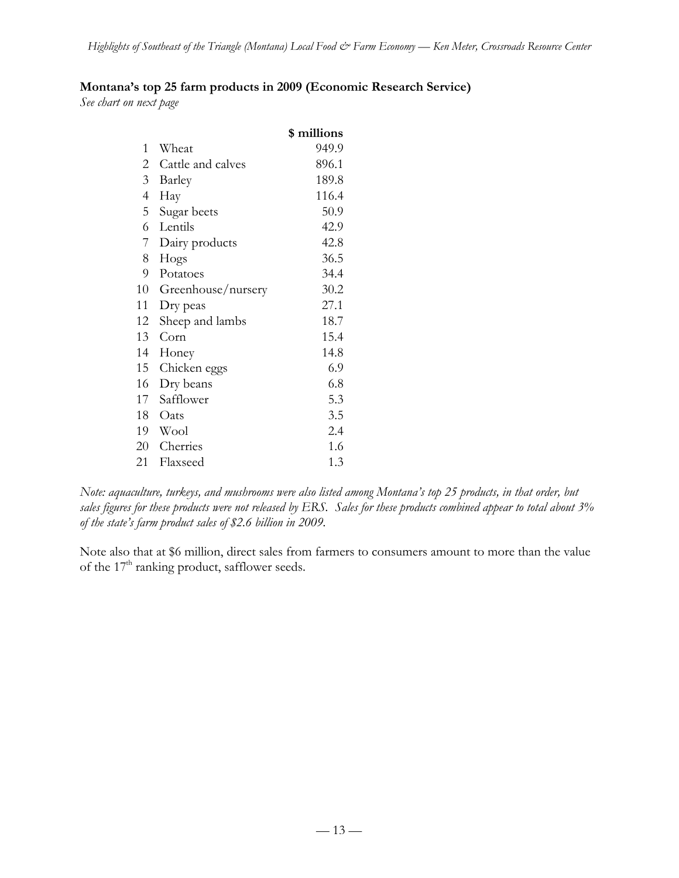**Montana's top 25 farm products in 2009 (Economic Research Service)**
*See chart on next page*

| | | $ millions |
|---|---|---|
| 1 | Wheat | 949.9 |
| 2 | Cattle and calves | 896.1 |
| 3 | Barley | 189.8 |
| 4 | Hay | 116.4 |
| 5 | Sugar beets | 50.9 |
| 6 | Lentils | 42.9 |
| 7 | Dairy products | 42.8 |
| 8 | Hogs | 36.5 |
| 9 | Potatoes | 34.4 |
| 10 | Greenhouse/nursery | 30.2 |
| 11 | Dry peas | 27.1 |
| 12 | Sheep and lambs | 18.7 |
| 13 | Corn | 15.4 |
| 14 | Honey | 14.8 |
| 15 | Chicken eggs | 6.9 |
| 16 | Dry beans | 6.8 |
| 17 | Safflower | 5.3 |
| 18 | Oats | 3.5 |
| 19 | Wool | 2.4 |
| 20 | Cherries | 1.6 |
| 21 | Flaxseed | 1.3 |

*Note: aquaculture, turkeys, and mushrooms were also listed among Montana's top 25 products, in that order, but sales figures for these products were not released by ERS. Sales for these products combined appear to total about 3% of the state's farm product sales of $2.6 billion in 2009.*

Note also that at $6 million, direct sales from farmers to consumers amount to more than the value of the 17th ranking product, safflower seeds.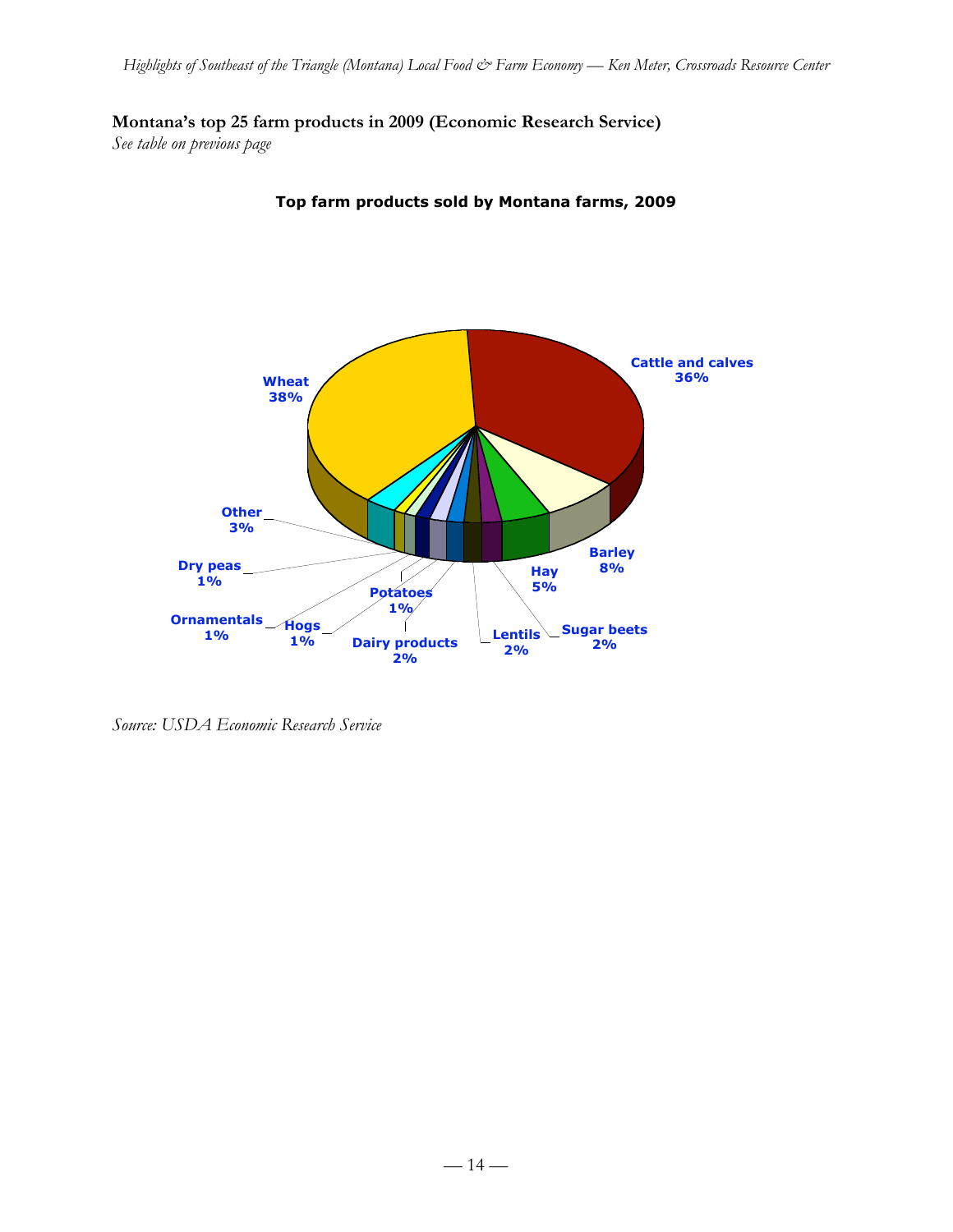**Montana's top 25 farm products in 2009 (Economic Research Service)**

*See table on previous page*

**Top farm products sold by Montana farms, 2009**

| Product | Share |
|---|---|
| Wheat | 38% |
| Cattle and calves | 36% |
| Barley | 8% |
| Hay | 5% |
| Sugar beets | 2% |
| Lentils | 2% |
| Dairy products | 2% |
| Potatoes | 1% |
| Hogs | 1% |
| Ornamentals | 1% |
| Dry peas | 1% |
| Other | 3% |

*Source: USDA Economic Research Service*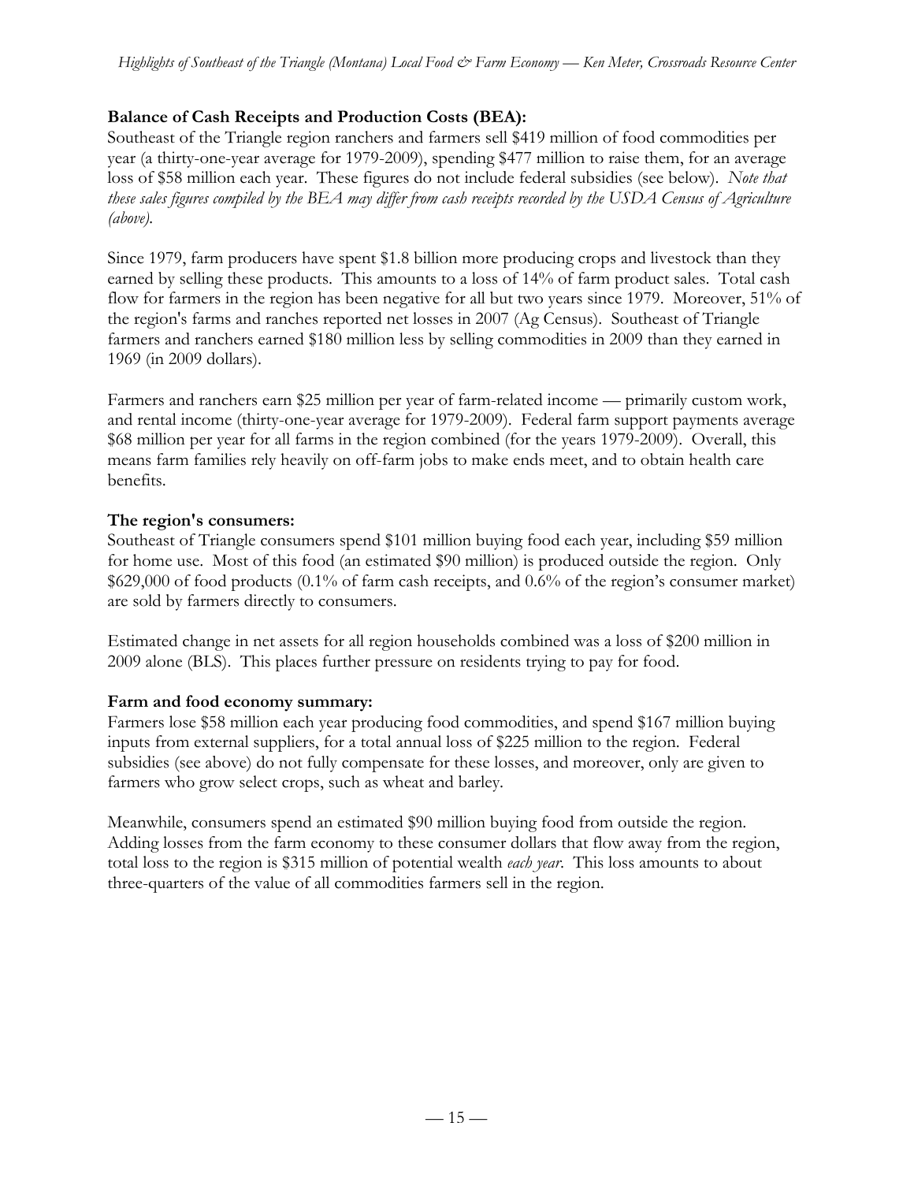**Balance of Cash Receipts and Production Costs (BEA):**

Southeast of the Triangle region ranchers and farmers sell $419 million of food commodities per year (a thirty-one-year average for 1979-2009), spending $477 million to raise them, for an average loss of $58 million each year. These figures do not include federal subsidies (see below). *Note that these sales figures compiled by the BEA may differ from cash receipts recorded by the USDA Census of Agriculture (above).*

Since 1979, farm producers have spent $1.8 billion more producing crops and livestock than they earned by selling these products. This amounts to a loss of 14% of farm product sales. Total cash flow for farmers in the region has been negative for all but two years since 1979. Moreover, 51% of the region's farms and ranches reported net losses in 2007 (Ag Census). Southeast of Triangle farmers and ranchers earned $180 million less by selling commodities in 2009 than they earned in 1969 (in 2009 dollars).

Farmers and ranchers earn $25 million per year of farm-related income — primarily custom work, and rental income (thirty-one-year average for 1979-2009). Federal farm support payments average $68 million per year for all farms in the region combined (for the years 1979-2009). Overall, this means farm families rely heavily on off-farm jobs to make ends meet, and to obtain health care benefits.

**The region's consumers:**

Southeast of Triangle consumers spend $101 million buying food each year, including $59 million for home use. Most of this food (an estimated $90 million) is produced outside the region. Only $629,000 of food products (0.1% of farm cash receipts, and 0.6% of the region's consumer market) are sold by farmers directly to consumers.

Estimated change in net assets for all region households combined was a loss of $200 million in 2009 alone (BLS). This places further pressure on residents trying to pay for food.

**Farm and food economy summary:**

Farmers lose $58 million each year producing food commodities, and spend $167 million buying inputs from external suppliers, for a total annual loss of $225 million to the region. Federal subsidies (see above) do not fully compensate for these losses, and moreover, only are given to farmers who grow select crops, such as wheat and barley.

Meanwhile, consumers spend an estimated $90 million buying food from outside the region. Adding losses from the farm economy to these consumer dollars that flow away from the region, total loss to the region is $315 million of potential wealth *each year*. This loss amounts to about three-quarters of the value of all commodities farmers sell in the region.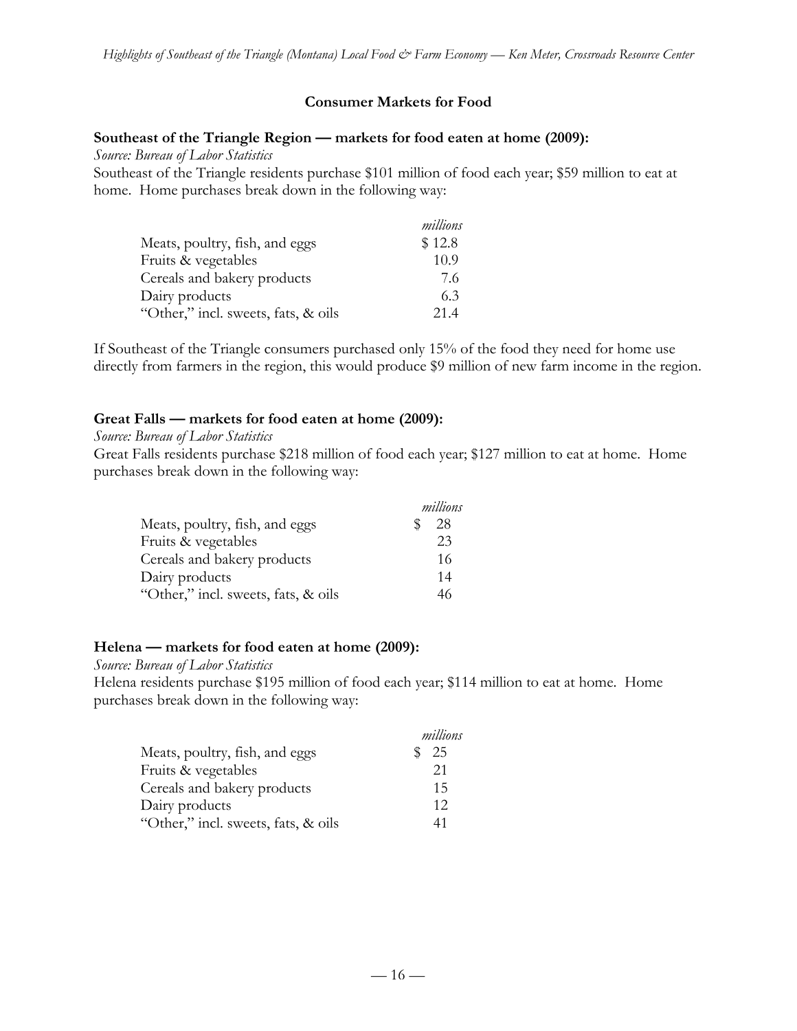## Consumer Markets for Food

**Southeast of the Triangle Region — markets for food eaten at home (2009):**

*Source: Bureau of Labor Statistics*

Southeast of the Triangle residents purchase $101 million of food each year; $59 million to eat at home. Home purchases break down in the following way:

| | *millions* |
|---|---|
| Meats, poultry, fish, and eggs | $ 12.8 |
| Fruits & vegetables | 10.9 |
| Cereals and bakery products | 7.6 |
| Dairy products | 6.3 |
| "Other," incl. sweets, fats, & oils | 21.4 |

If Southeast of the Triangle consumers purchased only 15% of the food they need for home use directly from farmers in the region, this would produce $9 million of new farm income in the region.

**Great Falls — markets for food eaten at home (2009):**

*Source: Bureau of Labor Statistics*

Great Falls residents purchase $218 million of food each year; $127 million to eat at home. Home purchases break down in the following way:

| | *millions* |
|---|---|
| Meats, poultry, fish, and eggs | $ 28 |
| Fruits & vegetables | 23 |
| Cereals and bakery products | 16 |
| Dairy products | 14 |
| "Other," incl. sweets, fats, & oils | 46 |

**Helena — markets for food eaten at home (2009):**

*Source: Bureau of Labor Statistics*

Helena residents purchase $195 million of food each year; $114 million to eat at home. Home purchases break down in the following way:

| | *millions* |
|---|---|
| Meats, poultry, fish, and eggs | $ 25 |
| Fruits & vegetables | 21 |
| Cereals and bakery products | 15 |
| Dairy products | 12 |
| "Other," incl. sweets, fats, & oils | 41 |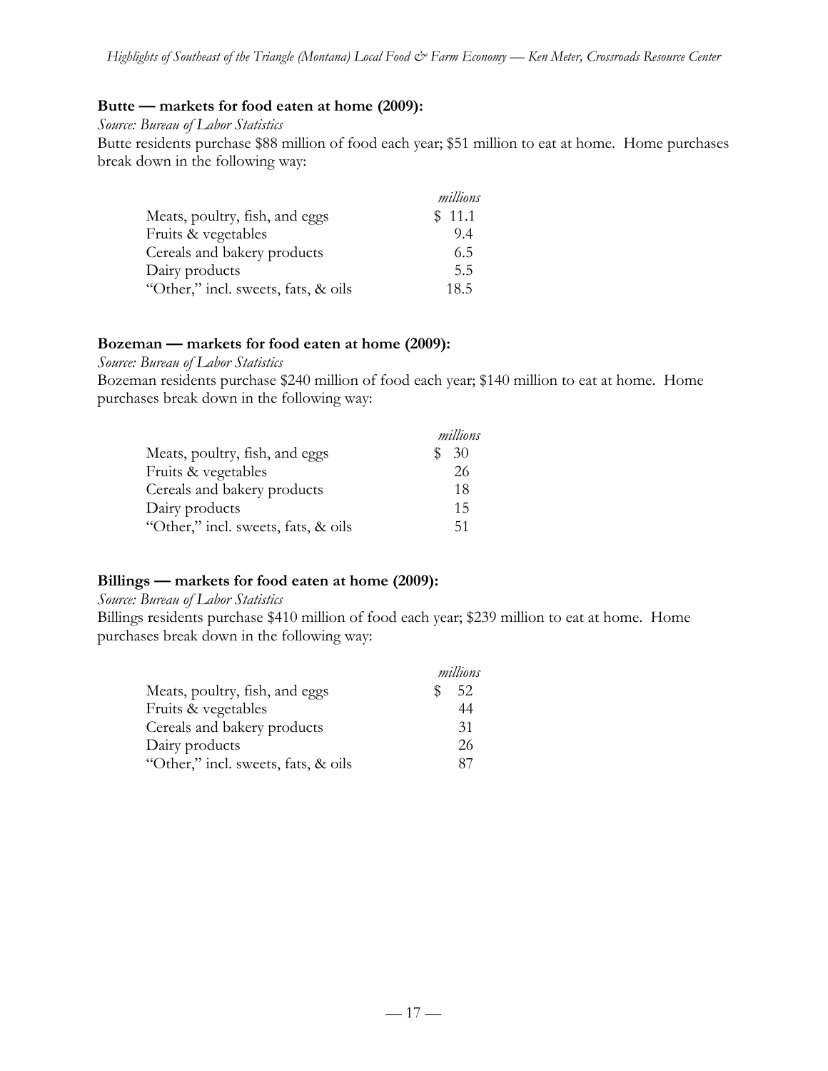**Butte — markets for food eaten at home (2009):**

*Source: Bureau of Labor Statistics*

Butte residents purchase $88 million of food each year; $51 million to eat at home. Home purchases break down in the following way:

| | *millions* |
|---|---|
| Meats, poultry, fish, and eggs | $ 11.1 |
| Fruits & vegetables | 9.4 |
| Cereals and bakery products | 6.5 |
| Dairy products | 5.5 |
| "Other," incl. sweets, fats, & oils | 18.5 |

**Bozeman — markets for food eaten at home (2009):**

*Source: Bureau of Labor Statistics*

Bozeman residents purchase $240 million of food each year; $140 million to eat at home. Home purchases break down in the following way:

| | *millions* |
|---|---|
| Meats, poultry, fish, and eggs | $ 30 |
| Fruits & vegetables | 26 |
| Cereals and bakery products | 18 |
| Dairy products | 15 |
| "Other," incl. sweets, fats, & oils | 51 |

**Billings — markets for food eaten at home (2009):**

*Source: Bureau of Labor Statistics*

Billings residents purchase $410 million of food each year; $239 million to eat at home. Home purchases break down in the following way:

| | *millions* |
|---|---|
| Meats, poultry, fish, and eggs | $ 52 |
| Fruits & vegetables | 44 |
| Cereals and bakery products | 31 |
| Dairy products | 26 |
| "Other," incl. sweets, fats, & oils | 87 |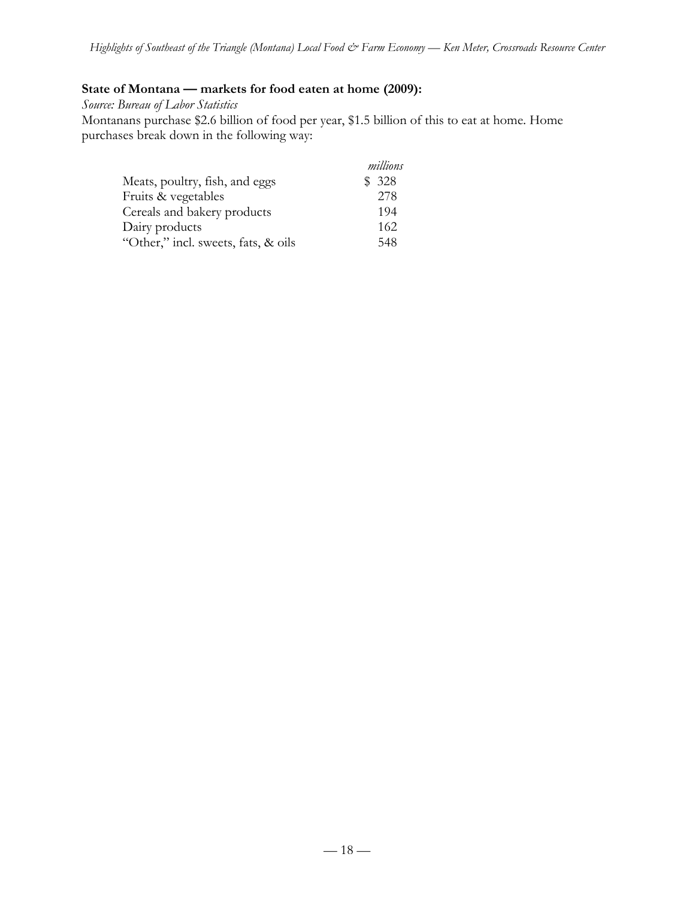**State of Montana — markets for food eaten at home (2009):**

*Source: Bureau of Labor Statistics*

Montanans purchase $2.6 billion of food per year, $1.5 billion of this to eat at home. Home purchases break down in the following way:

| | *millions* |
|---|---|
| Meats, poultry, fish, and eggs | $ 328 |
| Fruits & vegetables | 278 |
| Cereals and bakery products | 194 |
| Dairy products | 162 |
| "Other," incl. sweets, fats, & oils | 548 |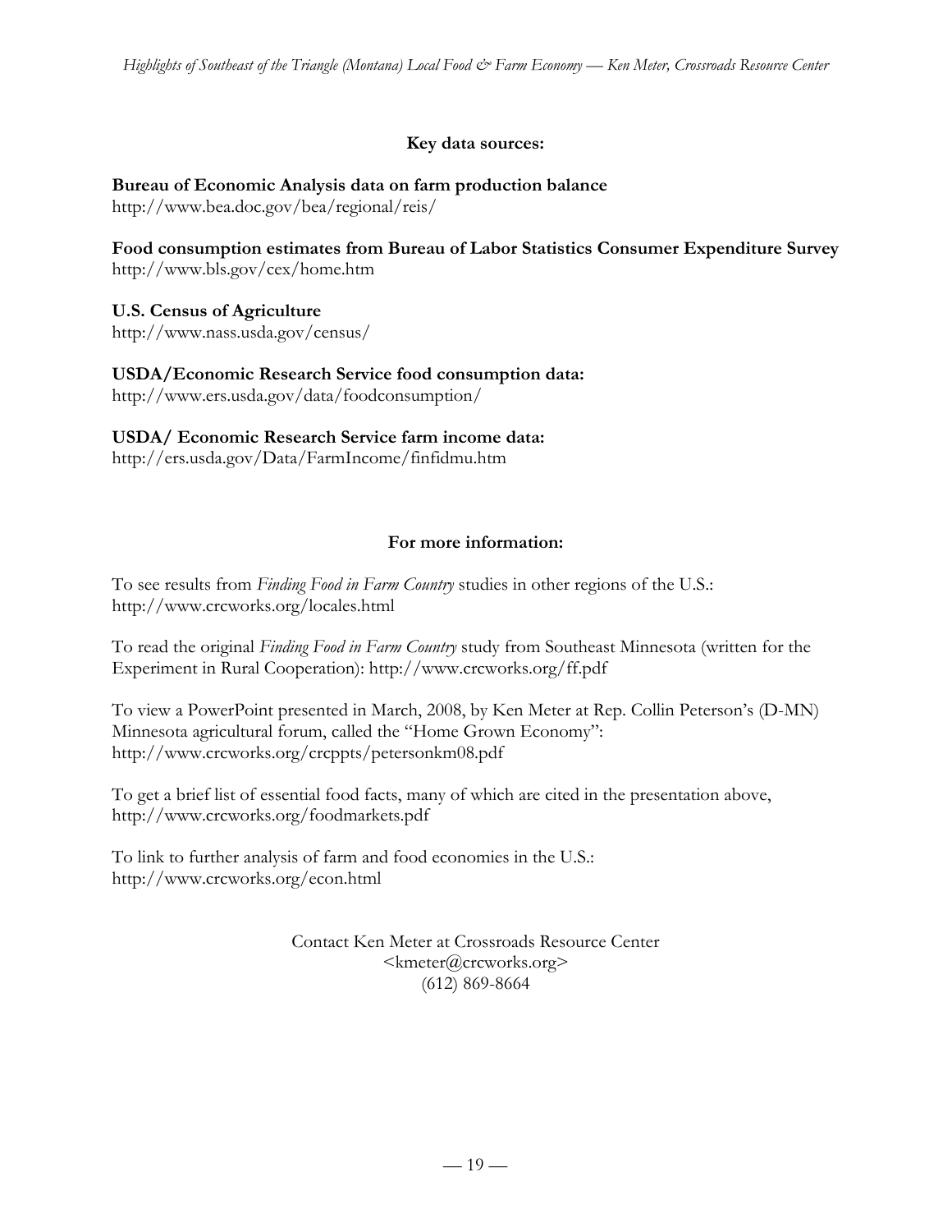### Key data sources:

**Bureau of Economic Analysis data on farm production balance**
http://www.bea.doc.gov/bea/regional/reis/

**Food consumption estimates from Bureau of Labor Statistics Consumer Expenditure Survey**
http://www.bls.gov/cex/home.htm

**U.S. Census of Agriculture**
http://www.nass.usda.gov/census/

**USDA/Economic Research Service food consumption data:**
http://www.ers.usda.gov/data/foodconsumption/

**USDA/ Economic Research Service farm income data:**
http://ers.usda.gov/Data/FarmIncome/finfidmu.htm

### For more information:

To see results from *Finding Food in Farm Country* studies in other regions of the U.S.: http://www.crcworks.org/locales.html

To read the original *Finding Food in Farm Country* study from Southeast Minnesota (written for the Experiment in Rural Cooperation): http://www.crcworks.org/ff.pdf

To view a PowerPoint presented in March, 2008, by Ken Meter at Rep. Collin Peterson's (D-MN) Minnesota agricultural forum, called the "Home Grown Economy": http://www.crcworks.org/crcppts/petersonkm08.pdf

To get a brief list of essential food facts, many of which are cited in the presentation above, http://www.crcworks.org/foodmarkets.pdf

To link to further analysis of farm and food economies in the U.S.: http://www.crcworks.org/econ.html

Contact Ken Meter at Crossroads Resource Center
<kmeter@crcworks.org>
(612) 869-8664